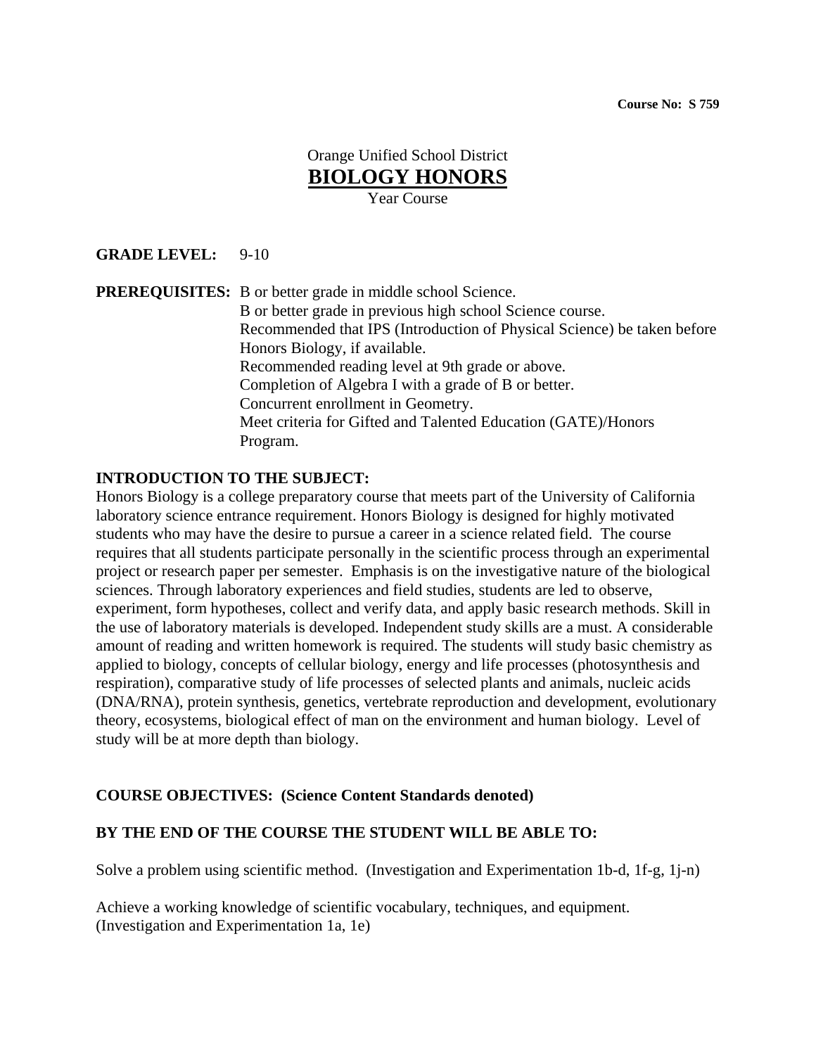Course No: S 759

# Orange Unified School District
## BIOLOGY HONORS
Year Course

**GRADE LEVEL:** 9-10

**PREREQUISITES:** B or better grade in middle school Science.
B or better grade in previous high school Science course.
Recommended that IPS (Introduction of Physical Science) be taken before Honors Biology, if available.
Recommended reading level at 9th grade or above.
Completion of Algebra I with a grade of B or better.
Concurrent enrollment in Geometry.
Meet criteria for Gifted and Talented Education (GATE)/Honors Program.

**INTRODUCTION TO THE SUBJECT:**
Honors Biology is a college preparatory course that meets part of the University of California laboratory science entrance requirement. Honors Biology is designed for highly motivated students who may have the desire to pursue a career in a science related field. The course requires that all students participate personally in the scientific process through an experimental project or research paper per semester. Emphasis is on the investigative nature of the biological sciences. Through laboratory experiences and field studies, students are led to observe, experiment, form hypotheses, collect and verify data, and apply basic research methods. Skill in the use of laboratory materials is developed. Independent study skills are a must. A considerable amount of reading and written homework is required. The students will study basic chemistry as applied to biology, concepts of cellular biology, energy and life processes (photosynthesis and respiration), comparative study of life processes of selected plants and animals, nucleic acids (DNA/RNA), protein synthesis, genetics, vertebrate reproduction and development, evolutionary theory, ecosystems, biological effect of man on the environment and human biology. Level of study will be at more depth than biology.

**COURSE OBJECTIVES: (Science Content Standards denoted)**

**BY THE END OF THE COURSE THE STUDENT WILL BE ABLE TO:**

Solve a problem using scientific method. (Investigation and Experimentation 1b-d, 1f-g, 1j-n)

Achieve a working knowledge of scientific vocabulary, techniques, and equipment. (Investigation and Experimentation 1a, 1e)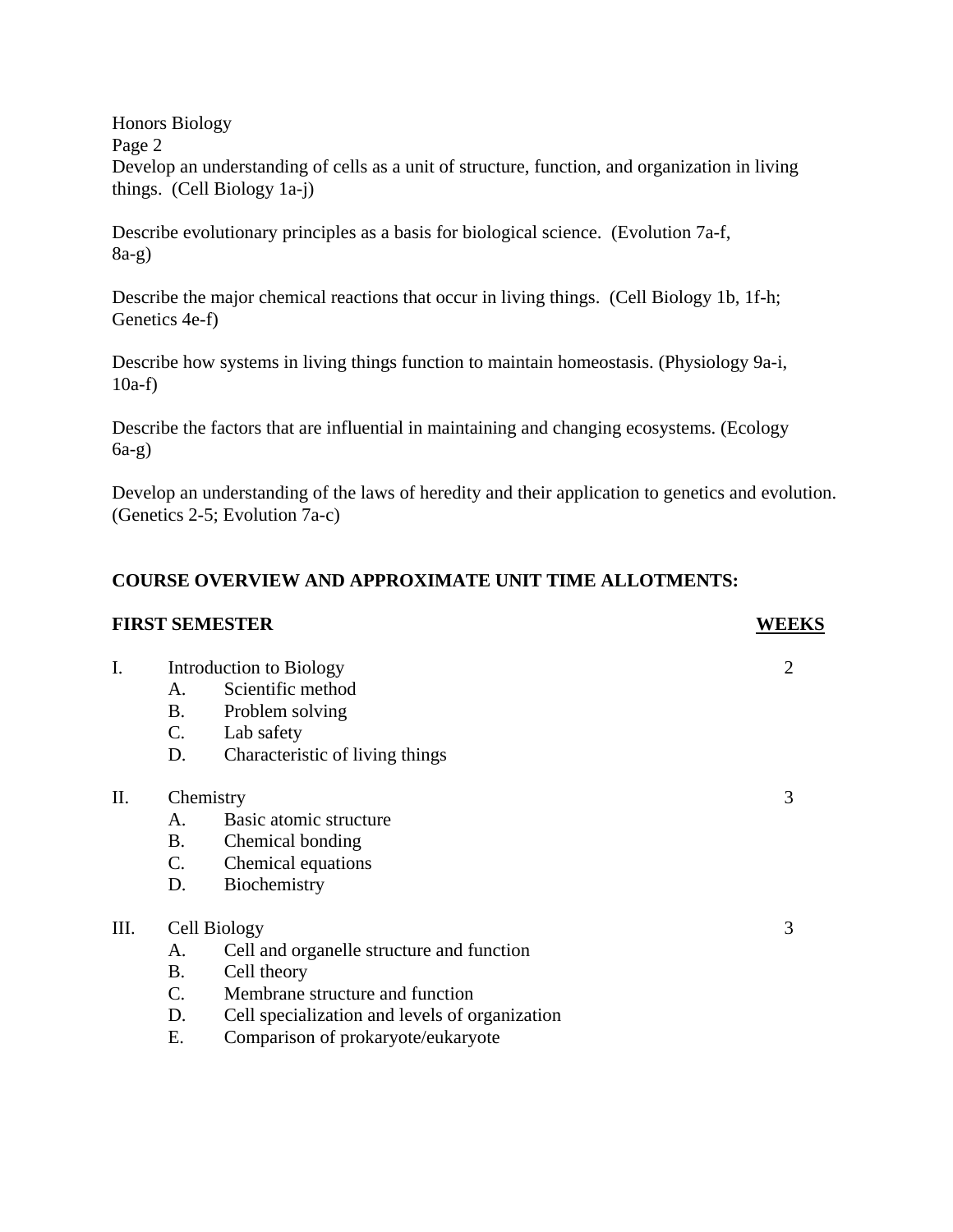Develop an understanding of cells as a unit of structure, function, and organization in living things. (Cell Biology 1a-j)

Describe evolutionary principles as a basis for biological science. (Evolution 7a-f, 8a-g)

Describe the major chemical reactions that occur in living things. (Cell Biology 1b, 1f-h; Genetics 4e-f)

Describe how systems in living things function to maintain homeostasis. (Physiology 9a-i, 10a-f)

Describe the factors that are influential in maintaining and changing ecosystems. (Ecology 6a-g)

Develop an understanding of the laws of heredity and their application to genetics and evolution. (Genetics 2-5; Evolution 7a-c)

## COURSE OVERVIEW AND APPROXIMATE UNIT TIME ALLOTMENTS:

| **FIRST SEMESTER** | **WEEKS** |
|---|---|
| I. Introduction to Biology | 2 |
| &nbsp;&nbsp;&nbsp;&nbsp;A. Scientific method | |
| &nbsp;&nbsp;&nbsp;&nbsp;B. Problem solving | |
| &nbsp;&nbsp;&nbsp;&nbsp;C. Lab safety | |
| &nbsp;&nbsp;&nbsp;&nbsp;D. Characteristic of living things | |
| II. Chemistry | 3 |
| &nbsp;&nbsp;&nbsp;&nbsp;A. Basic atomic structure | |
| &nbsp;&nbsp;&nbsp;&nbsp;B. Chemical bonding | |
| &nbsp;&nbsp;&nbsp;&nbsp;C. Chemical equations | |
| &nbsp;&nbsp;&nbsp;&nbsp;D. Biochemistry | |
| III. Cell Biology | 3 |
| &nbsp;&nbsp;&nbsp;&nbsp;A. Cell and organelle structure and function | |
| &nbsp;&nbsp;&nbsp;&nbsp;B. Cell theory | |
| &nbsp;&nbsp;&nbsp;&nbsp;C. Membrane structure and function | |
| &nbsp;&nbsp;&nbsp;&nbsp;D. Cell specialization and levels of organization | |
| &nbsp;&nbsp;&nbsp;&nbsp;E. Comparison of prokaryote/eukaryote | |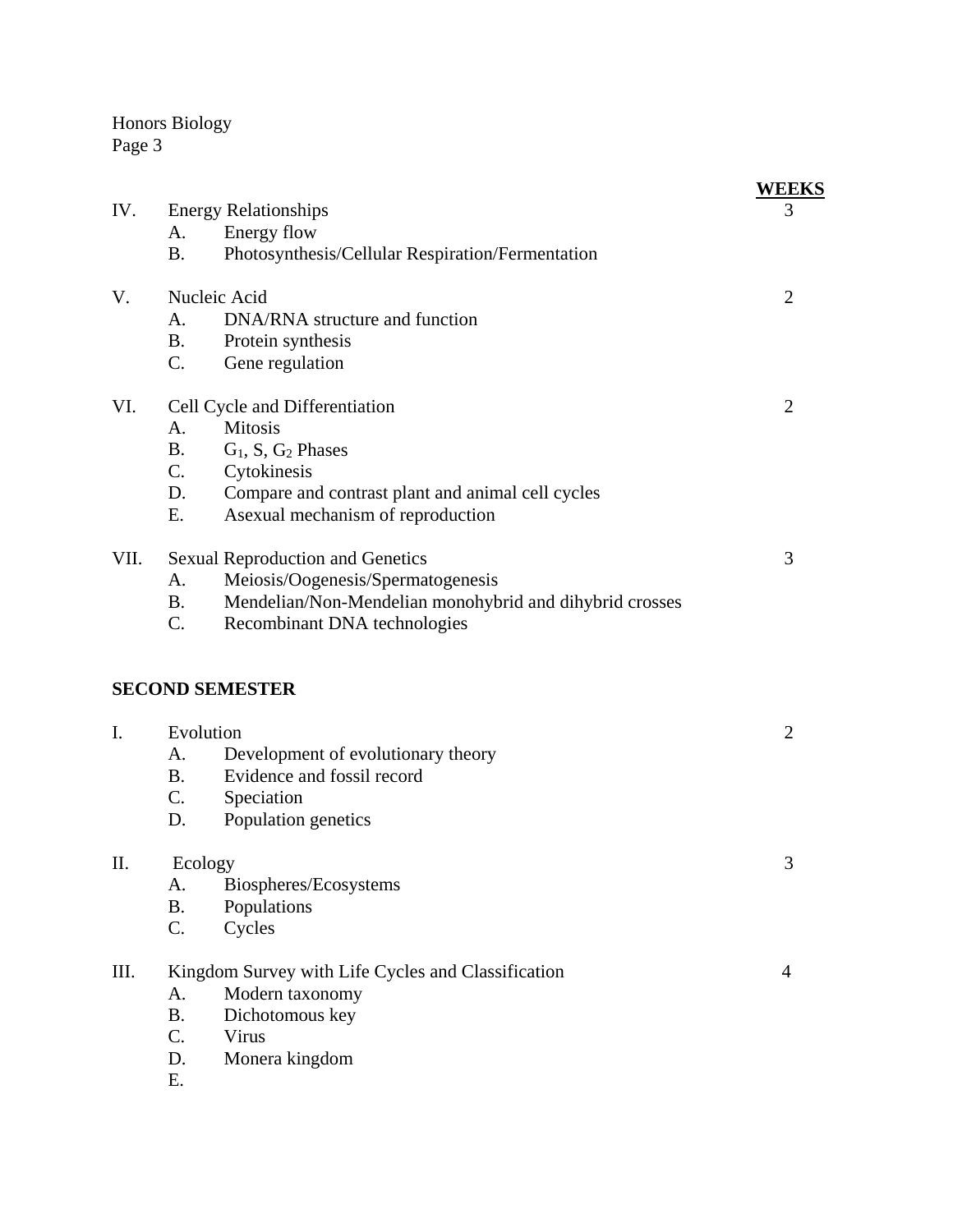| | | WEEKS |
|---|---|---|
| IV. | Energy Relationships | 3 |
| | A. Energy flow | |
| | B. Photosynthesis/Cellular Respiration/Fermentation | |
| V. | Nucleic Acid | 2 |
| | A. DNA/RNA structure and function | |
| | B. Protein synthesis | |
| | C. Gene regulation | |
| VI. | Cell Cycle and Differentiation | 2 |
| | A. Mitosis | |
| | B. $G_1$, S, $G_2$ Phases | |
| | C. Cytokinesis | |
| | D. Compare and contrast plant and animal cell cycles | |
| | E. Asexual mechanism of reproduction | |
| VII. | Sexual Reproduction and Genetics | 3 |
| | A. Meiosis/Oogenesis/Spermatogenesis | |
| | B. Mendelian/Non-Mendelian monohybrid and dihybrid crosses | |
| | C. Recombinant DNA technologies | |

**SECOND SEMESTER**

| | | |
|---|---|---|
| I. | Evolution | 2 |
| | A. Development of evolutionary theory | |
| | B. Evidence and fossil record | |
| | C. Speciation | |
| | D. Population genetics | |
| II. | Ecology | 3 |
| | A. Biospheres/Ecosystems | |
| | B. Populations | |
| | C. Cycles | |
| III. | Kingdom Survey with Life Cycles and Classification | 4 |
| | A. Modern taxonomy | |
| | B. Dichotomous key | |
| | C. Virus | |
| | D. Monera kingdom | |
| | E. | |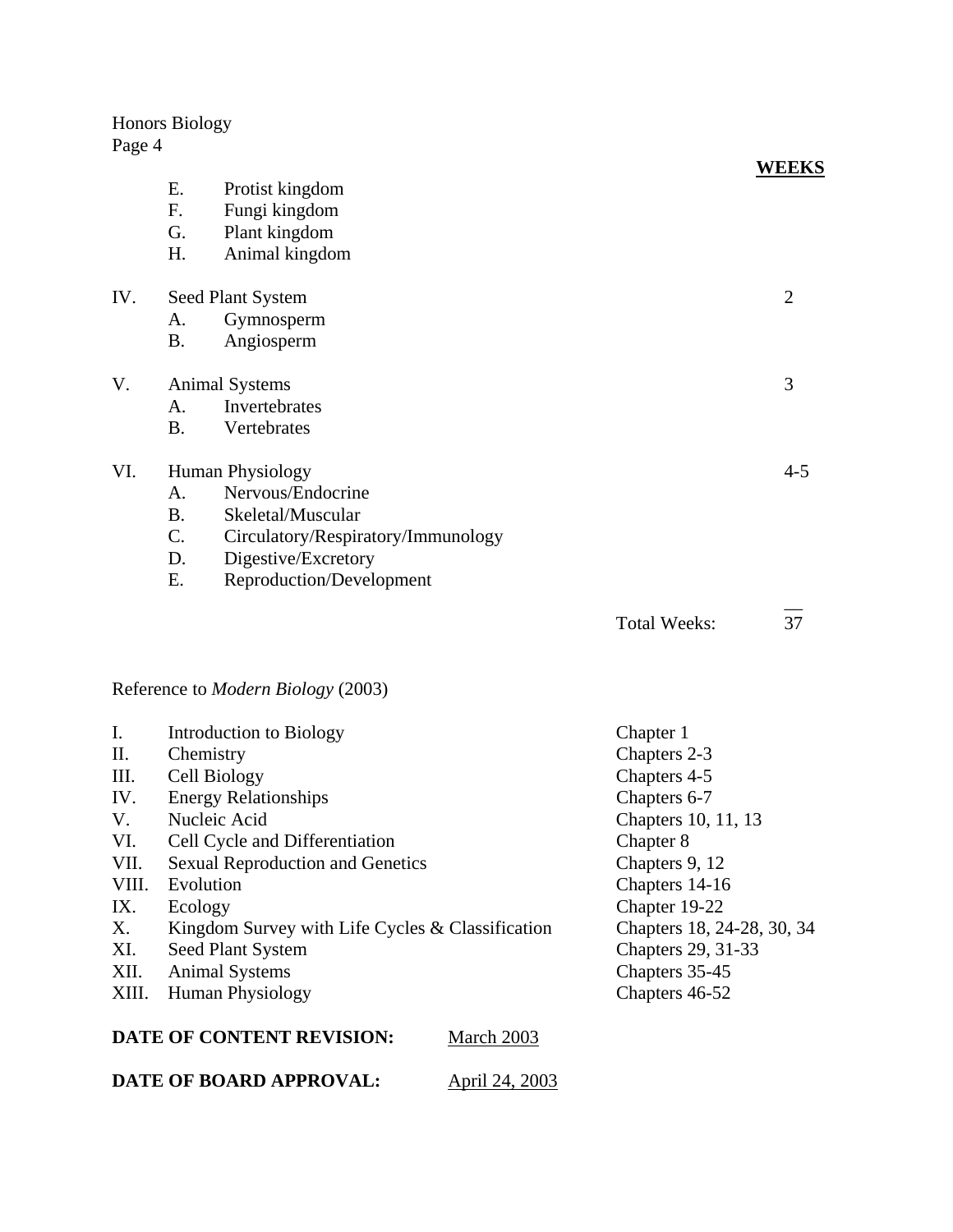| | | WEEKS |
|---|---|---|
| | E. Protist kingdom | |
| | F. Fungi kingdom | |
| | G. Plant kingdom | |
| | H. Animal kingdom | |
| IV. | Seed Plant System | 2 |
| | A. Gymnosperm | |
| | B. Angiosperm | |
| V. | Animal Systems | 3 |
| | A. Invertebrates | |
| | B. Vertebrates | |
| VI. | Human Physiology | 4-5 |
| | A. Nervous/Endocrine | |
| | B. Skeletal/Muscular | |
| | C. Circulatory/Respiratory/Immunology | |
| | D. Digestive/Excretory | |
| | E. Reproduction/Development | |
| | Total Weeks: | 37 |

Reference to *Modern Biology* (2003)

| | | |
|---|---|---|
| I. | Introduction to Biology | Chapter 1 |
| II. | Chemistry | Chapters 2-3 |
| III. | Cell Biology | Chapters 4-5 |
| IV. | Energy Relationships | Chapters 6-7 |
| V. | Nucleic Acid | Chapters 10, 11, 13 |
| VI. | Cell Cycle and Differentiation | Chapter 8 |
| VII. | Sexual Reproduction and Genetics | Chapters 9, 12 |
| VIII. | Evolution | Chapters 14-16 |
| IX. | Ecology | Chapter 19-22 |
| X. | Kingdom Survey with Life Cycles & Classification | Chapters 18, 24-28, 30, 34 |
| XI. | Seed Plant System | Chapters 29, 31-33 |
| XII. | Animal Systems | Chapters 35-45 |
| XIII. | Human Physiology | Chapters 46-52 |

**DATE OF CONTENT REVISION:** March 2003

**DATE OF BOARD APPROVAL:** April 24, 2003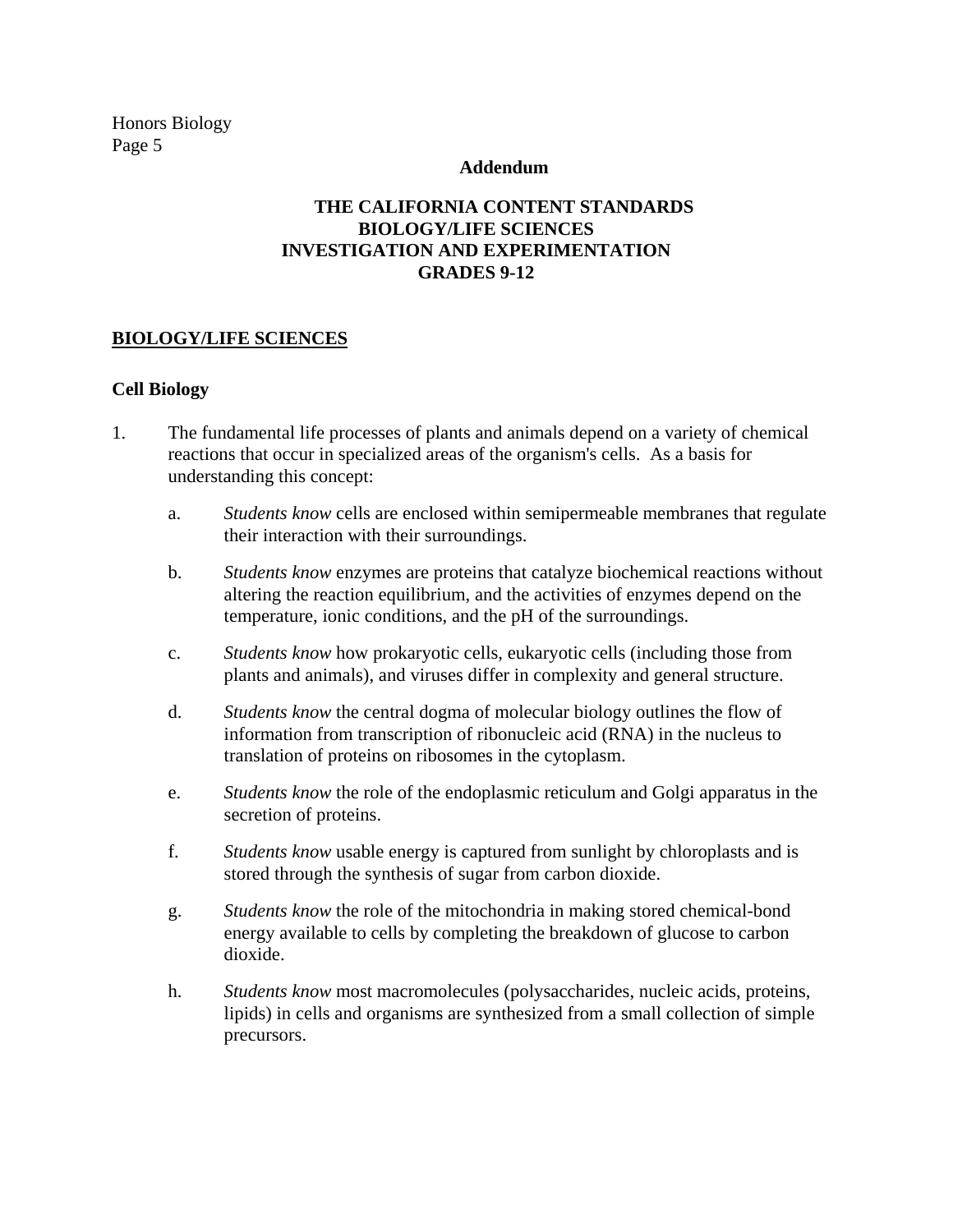**Addendum**

**THE CALIFORNIA CONTENT STANDARDS**
**BIOLOGY/LIFE SCIENCES**
**INVESTIGATION AND EXPERIMENTATION**
**GRADES 9-12**

## BIOLOGY/LIFE SCIENCES

### Cell Biology

1. The fundamental life processes of plants and animals depend on a variety of chemical reactions that occur in specialized areas of the organism's cells. As a basis for understanding this concept:

   a. *Students know* cells are enclosed within semipermeable membranes that regulate their interaction with their surroundings.

   b. *Students know* enzymes are proteins that catalyze biochemical reactions without altering the reaction equilibrium, and the activities of enzymes depend on the temperature, ionic conditions, and the pH of the surroundings.

   c. *Students know* how prokaryotic cells, eukaryotic cells (including those from plants and animals), and viruses differ in complexity and general structure.

   d. *Students know* the central dogma of molecular biology outlines the flow of information from transcription of ribonucleic acid (RNA) in the nucleus to translation of proteins on ribosomes in the cytoplasm.

   e. *Students know* the role of the endoplasmic reticulum and Golgi apparatus in the secretion of proteins.

   f. *Students know* usable energy is captured from sunlight by chloroplasts and is stored through the synthesis of sugar from carbon dioxide.

   g. *Students know* the role of the mitochondria in making stored chemical-bond energy available to cells by completing the breakdown of glucose to carbon dioxide.

   h. *Students know* most macromolecules (polysaccharides, nucleic acids, proteins, lipids) in cells and organisms are synthesized from a small collection of simple precursors.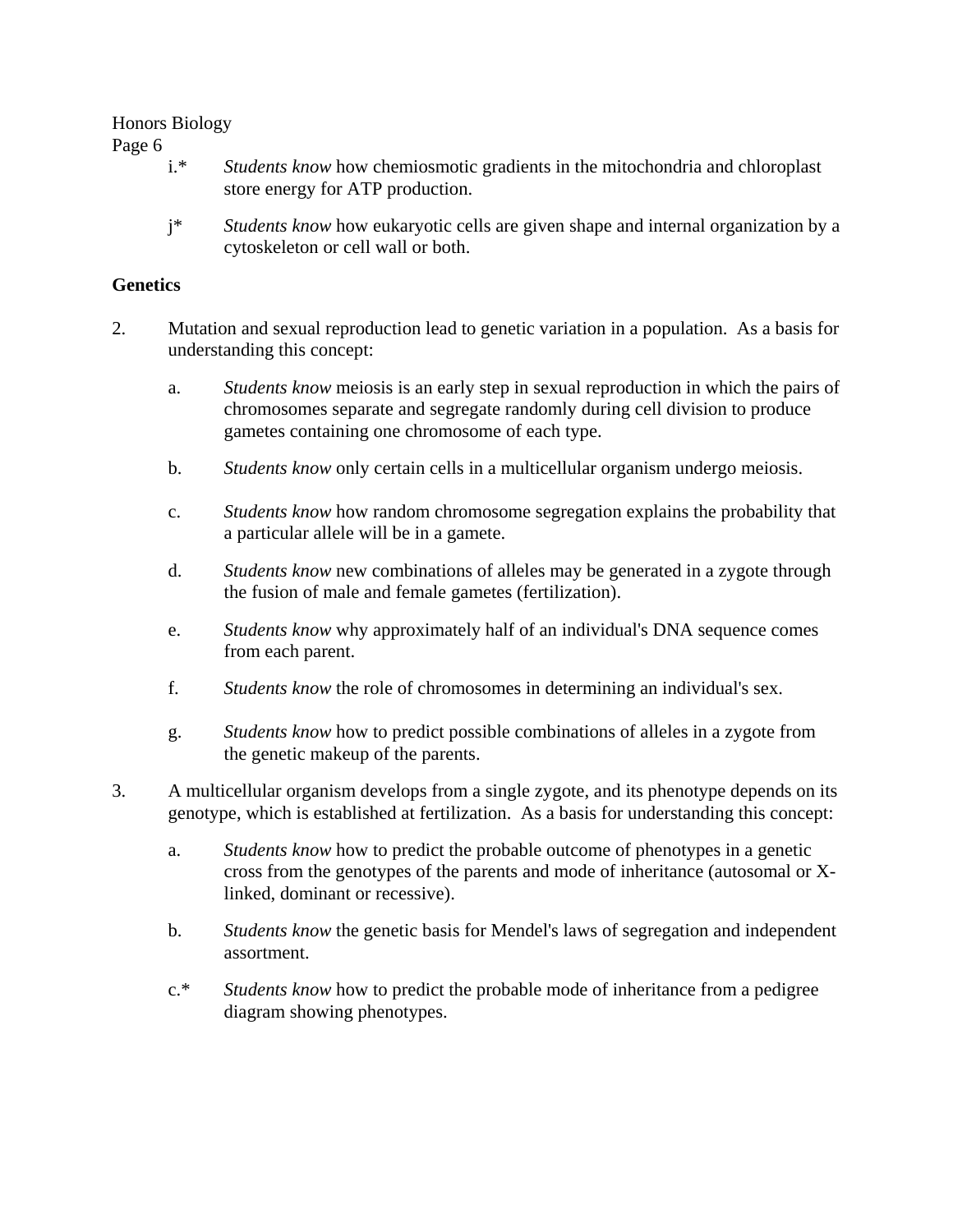i.* *Students know* how chemiosmotic gradients in the mitochondria and chloroplast store energy for ATP production.

j* *Students know* how eukaryotic cells are given shape and internal organization by a cytoskeleton or cell wall or both.

**Genetics**

2. Mutation and sexual reproduction lead to genetic variation in a population. As a basis for understanding this concept:

   a. *Students know* meiosis is an early step in sexual reproduction in which the pairs of chromosomes separate and segregate randomly during cell division to produce gametes containing one chromosome of each type.

   b. *Students know* only certain cells in a multicellular organism undergo meiosis.

   c. *Students know* how random chromosome segregation explains the probability that a particular allele will be in a gamete.

   d. *Students know* new combinations of alleles may be generated in a zygote through the fusion of male and female gametes (fertilization).

   e. *Students know* why approximately half of an individual's DNA sequence comes from each parent.

   f. *Students know* the role of chromosomes in determining an individual's sex.

   g. *Students know* how to predict possible combinations of alleles in a zygote from the genetic makeup of the parents.

3. A multicellular organism develops from a single zygote, and its phenotype depends on its genotype, which is established at fertilization. As a basis for understanding this concept:

   a. *Students know* how to predict the probable outcome of phenotypes in a genetic cross from the genotypes of the parents and mode of inheritance (autosomal or X-linked, dominant or recessive).

   b. *Students know* the genetic basis for Mendel's laws of segregation and independent assortment.

   c.* *Students know* how to predict the probable mode of inheritance from a pedigree diagram showing phenotypes.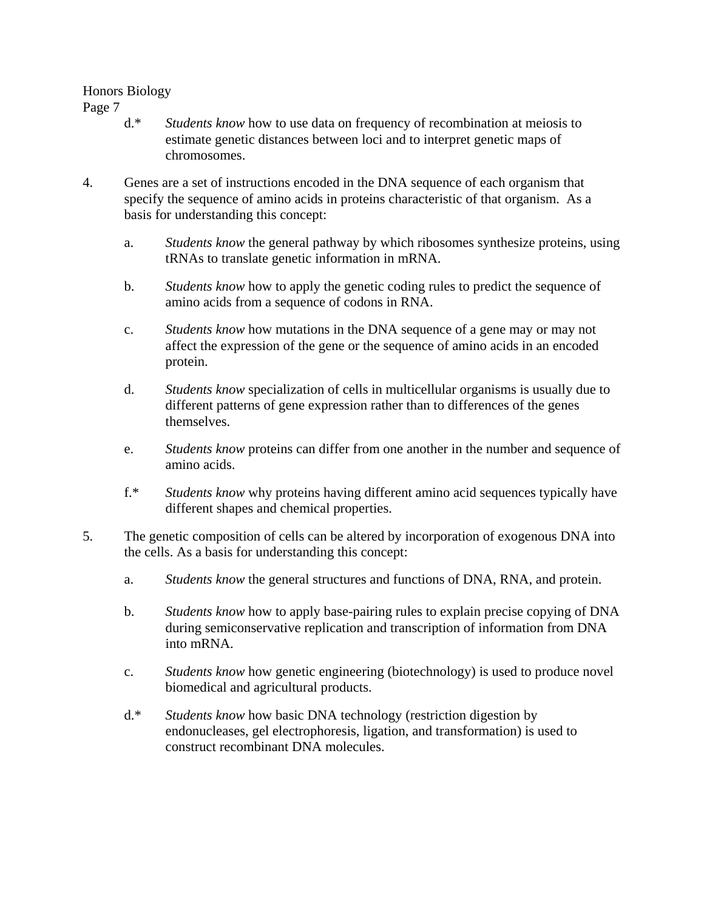d.* *Students know* how to use data on frequency of recombination at meiosis to estimate genetic distances between loci and to interpret genetic maps of chromosomes.

4. Genes are a set of instructions encoded in the DNA sequence of each organism that specify the sequence of amino acids in proteins characteristic of that organism. As a basis for understanding this concept:

   a. *Students know* the general pathway by which ribosomes synthesize proteins, using tRNAs to translate genetic information in mRNA.

   b. *Students know* how to apply the genetic coding rules to predict the sequence of amino acids from a sequence of codons in RNA.

   c. *Students know* how mutations in the DNA sequence of a gene may or may not affect the expression of the gene or the sequence of amino acids in an encoded protein.

   d. *Students know* specialization of cells in multicellular organisms is usually due to different patterns of gene expression rather than to differences of the genes themselves.

   e. *Students know* proteins can differ from one another in the number and sequence of amino acids.

   f.* *Students know* why proteins having different amino acid sequences typically have different shapes and chemical properties.

5. The genetic composition of cells can be altered by incorporation of exogenous DNA into the cells. As a basis for understanding this concept:

   a. *Students know* the general structures and functions of DNA, RNA, and protein.

   b. *Students know* how to apply base-pairing rules to explain precise copying of DNA during semiconservative replication and transcription of information from DNA into mRNA.

   c. *Students know* how genetic engineering (biotechnology) is used to produce novel biomedical and agricultural products.

   d.* *Students know* how basic DNA technology (restriction digestion by endonucleases, gel electrophoresis, ligation, and transformation) is used to construct recombinant DNA molecules.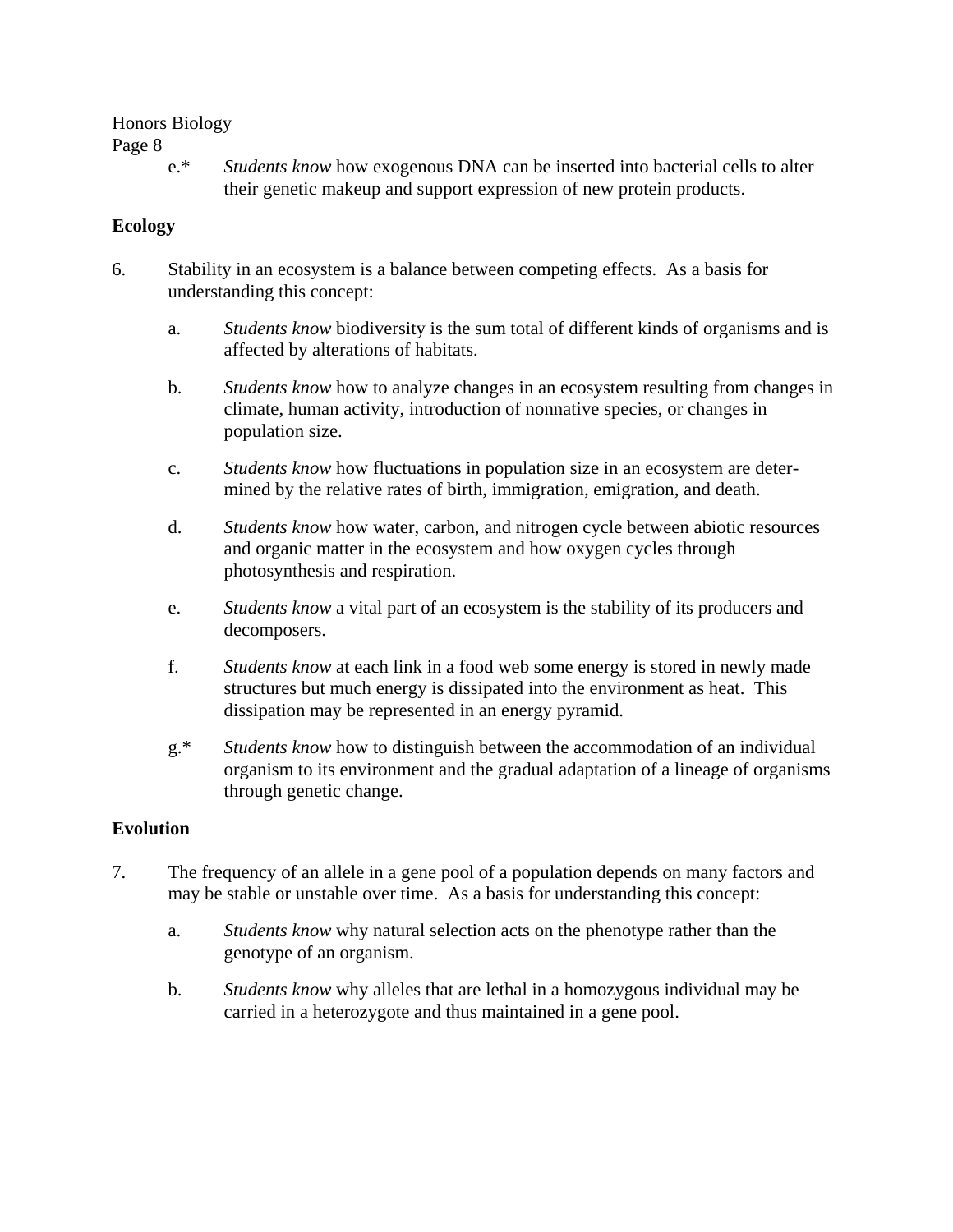e.* *Students know* how exogenous DNA can be inserted into bacterial cells to alter their genetic makeup and support expression of new protein products.

**Ecology**

6. Stability in an ecosystem is a balance between competing effects. As a basis for understanding this concept:

   a. *Students know* biodiversity is the sum total of different kinds of organisms and is affected by alterations of habitats.

   b. *Students know* how to analyze changes in an ecosystem resulting from changes in climate, human activity, introduction of nonnative species, or changes in population size.

   c. *Students know* how fluctuations in population size in an ecosystem are determined by the relative rates of birth, immigration, emigration, and death.

   d. *Students know* how water, carbon, and nitrogen cycle between abiotic resources and organic matter in the ecosystem and how oxygen cycles through photosynthesis and respiration.

   e. *Students know* a vital part of an ecosystem is the stability of its producers and decomposers.

   f. *Students know* at each link in a food web some energy is stored in newly made structures but much energy is dissipated into the environment as heat. This dissipation may be represented in an energy pyramid.

   g.* *Students know* how to distinguish between the accommodation of an individual organism to its environment and the gradual adaptation of a lineage of organisms through genetic change.

**Evolution**

7. The frequency of an allele in a gene pool of a population depends on many factors and may be stable or unstable over time. As a basis for understanding this concept:

   a. *Students know* why natural selection acts on the phenotype rather than the genotype of an organism.

   b. *Students know* why alleles that are lethal in a homozygous individual may be carried in a heterozygote and thus maintained in a gene pool.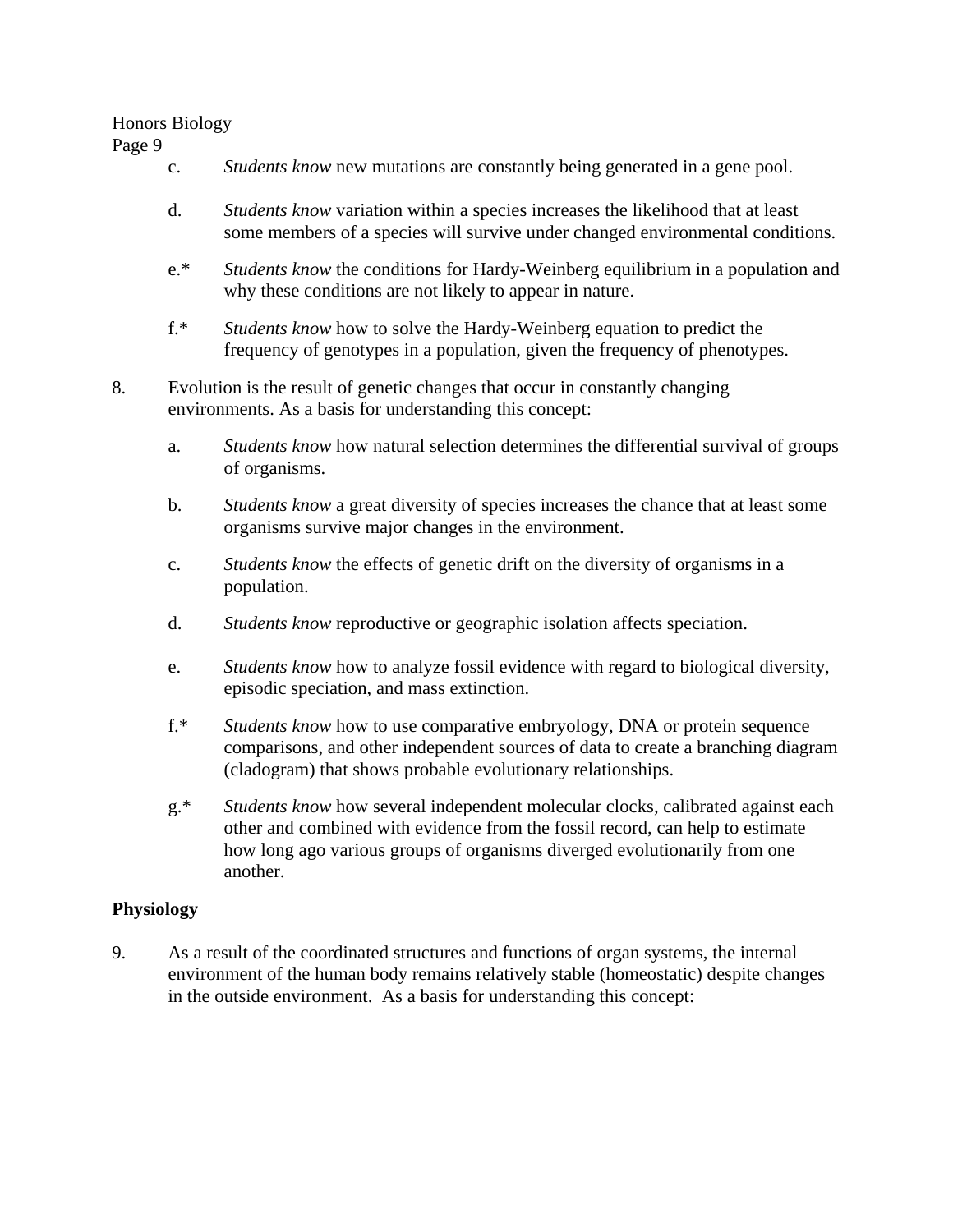c. *Students know* new mutations are constantly being generated in a gene pool.

d. *Students know* variation within a species increases the likelihood that at least some members of a species will survive under changed environmental conditions.

e.* *Students know* the conditions for Hardy-Weinberg equilibrium in a population and why these conditions are not likely to appear in nature.

f.* *Students know* how to solve the Hardy-Weinberg equation to predict the frequency of genotypes in a population, given the frequency of phenotypes.

8. Evolution is the result of genetic changes that occur in constantly changing environments. As a basis for understanding this concept:

   a. *Students know* how natural selection determines the differential survival of groups of organisms.

   b. *Students know* a great diversity of species increases the chance that at least some organisms survive major changes in the environment.

   c. *Students know* the effects of genetic drift on the diversity of organisms in a population.

   d. *Students know* reproductive or geographic isolation affects speciation.

   e. *Students know* how to analyze fossil evidence with regard to biological diversity, episodic speciation, and mass extinction.

   f.* *Students know* how to use comparative embryology, DNA or protein sequence comparisons, and other independent sources of data to create a branching diagram (cladogram) that shows probable evolutionary relationships.

   g.* *Students know* how several independent molecular clocks, calibrated against each other and combined with evidence from the fossil record, can help to estimate how long ago various groups of organisms diverged evolutionarily from one another.

**Physiology**

9. As a result of the coordinated structures and functions of organ systems, the internal environment of the human body remains relatively stable (homeostatic) despite changes in the outside environment. As a basis for understanding this concept: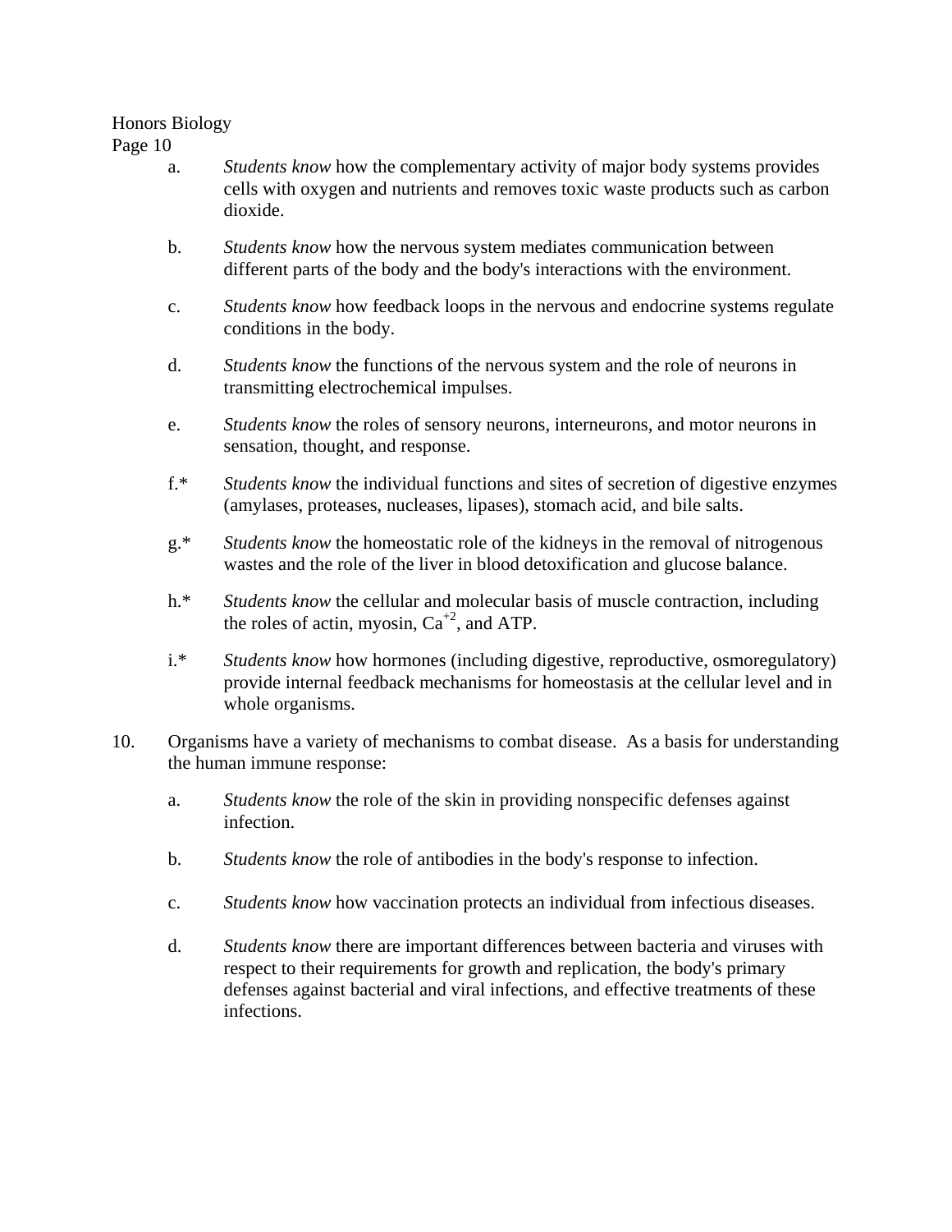a. *Students know* how the complementary activity of major body systems provides cells with oxygen and nutrients and removes toxic waste products such as carbon dioxide.

b. *Students know* how the nervous system mediates communication between different parts of the body and the body's interactions with the environment.

c. *Students know* how feedback loops in the nervous and endocrine systems regulate conditions in the body.

d. *Students know* the functions of the nervous system and the role of neurons in transmitting electrochemical impulses.

e. *Students know* the roles of sensory neurons, interneurons, and motor neurons in sensation, thought, and response.

f.* *Students know* the individual functions and sites of secretion of digestive enzymes (amylases, proteases, nucleases, lipases), stomach acid, and bile salts.

g.* *Students know* the homeostatic role of the kidneys in the removal of nitrogenous wastes and the role of the liver in blood detoxification and glucose balance.

h.* *Students know* the cellular and molecular basis of muscle contraction, including the roles of actin, myosin, $Ca^{+2}$, and ATP.

i.* *Students know* how hormones (including digestive, reproductive, osmoregulatory) provide internal feedback mechanisms for homeostasis at the cellular level and in whole organisms.

10. Organisms have a variety of mechanisms to combat disease. As a basis for understanding the human immune response:

a. *Students know* the role of the skin in providing nonspecific defenses against infection.

b. *Students know* the role of antibodies in the body's response to infection.

c. *Students know* how vaccination protects an individual from infectious diseases.

d. *Students know* there are important differences between bacteria and viruses with respect to their requirements for growth and replication, the body's primary defenses against bacterial and viral infections, and effective treatments of these infections.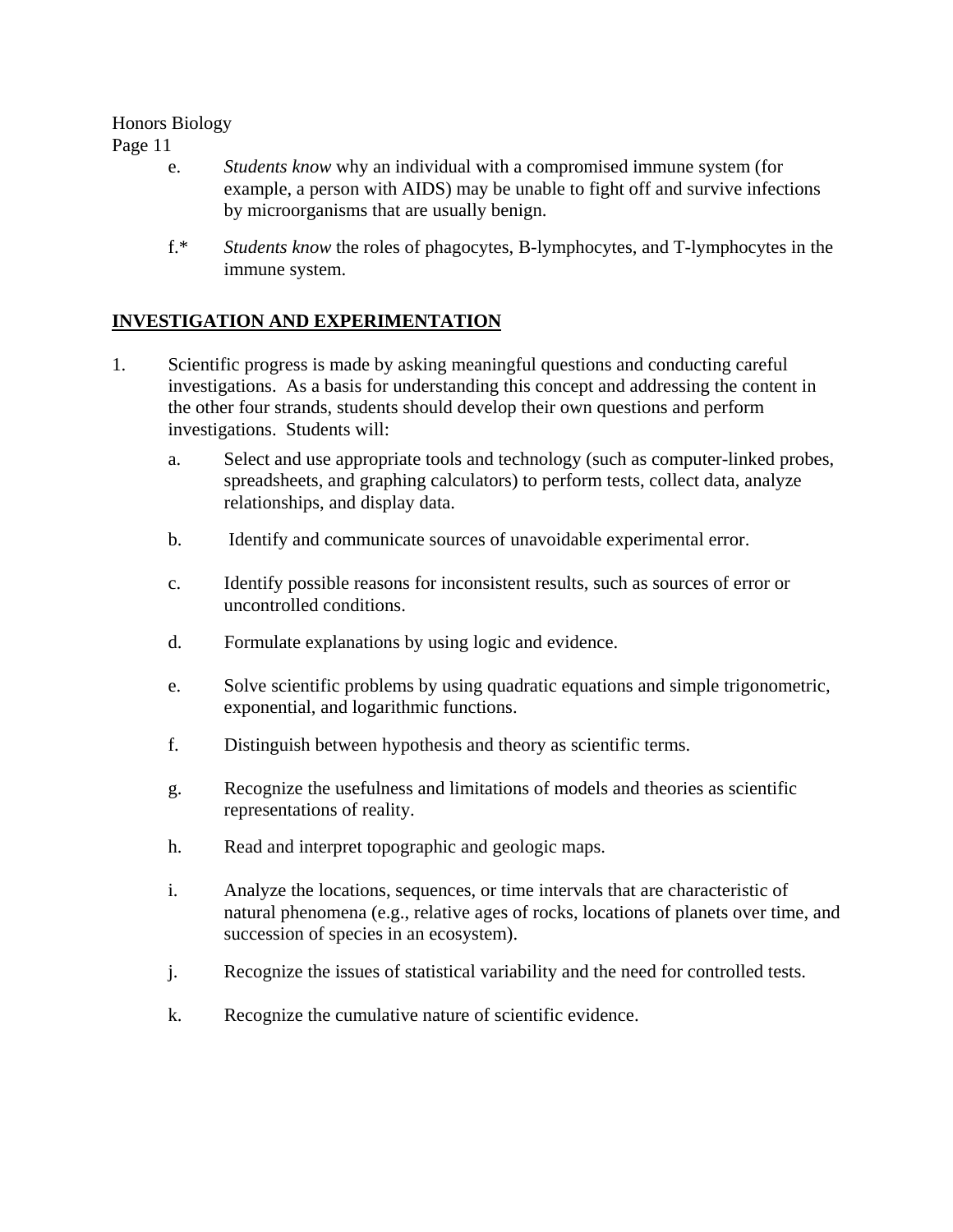e. *Students know* why an individual with a compromised immune system (for example, a person with AIDS) may be unable to fight off and survive infections by microorganisms that are usually benign.

f.* *Students know* the roles of phagocytes, B-lymphocytes, and T-lymphocytes in the immune system.

## INVESTIGATION AND EXPERIMENTATION

1. Scientific progress is made by asking meaningful questions and conducting careful investigations. As a basis for understanding this concept and addressing the content in the other four strands, students should develop their own questions and perform investigations. Students will:

   a. Select and use appropriate tools and technology (such as computer-linked probes, spreadsheets, and graphing calculators) to perform tests, collect data, analyze relationships, and display data.

   b. Identify and communicate sources of unavoidable experimental error.

   c. Identify possible reasons for inconsistent results, such as sources of error or uncontrolled conditions.

   d. Formulate explanations by using logic and evidence.

   e. Solve scientific problems by using quadratic equations and simple trigonometric, exponential, and logarithmic functions.

   f. Distinguish between hypothesis and theory as scientific terms.

   g. Recognize the usefulness and limitations of models and theories as scientific representations of reality.

   h. Read and interpret topographic and geologic maps.

   i. Analyze the locations, sequences, or time intervals that are characteristic of natural phenomena (e.g., relative ages of rocks, locations of planets over time, and succession of species in an ecosystem).

   j. Recognize the issues of statistical variability and the need for controlled tests.

   k. Recognize the cumulative nature of scientific evidence.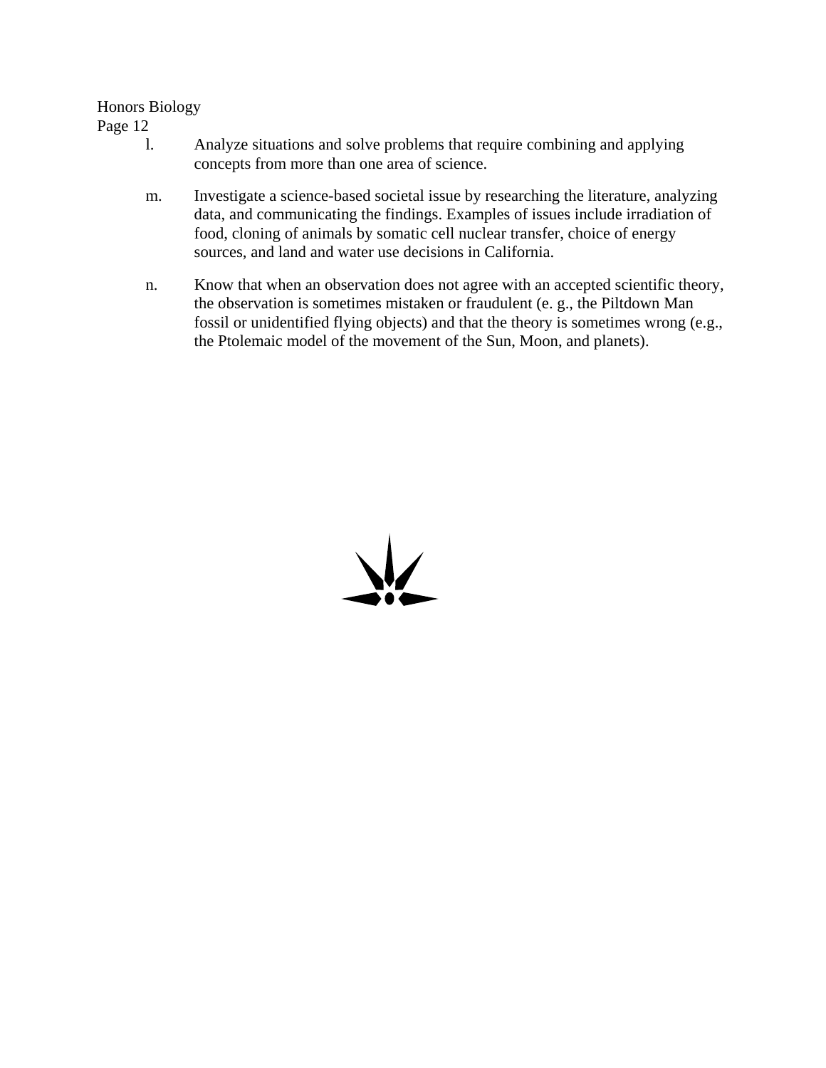l. Analyze situations and solve problems that require combining and applying concepts from more than one area of science.

m. Investigate a science-based societal issue by researching the literature, analyzing data, and communicating the findings. Examples of issues include irradiation of food, cloning of animals by somatic cell nuclear transfer, choice of energy sources, and land and water use decisions in California.

n. Know that when an observation does not agree with an accepted scientific theory, the observation is sometimes mistaken or fraudulent (e. g., the Piltdown Man fossil or unidentified flying objects) and that the theory is sometimes wrong (e.g., the Ptolemaic model of the movement of the Sun, Moon, and planets).